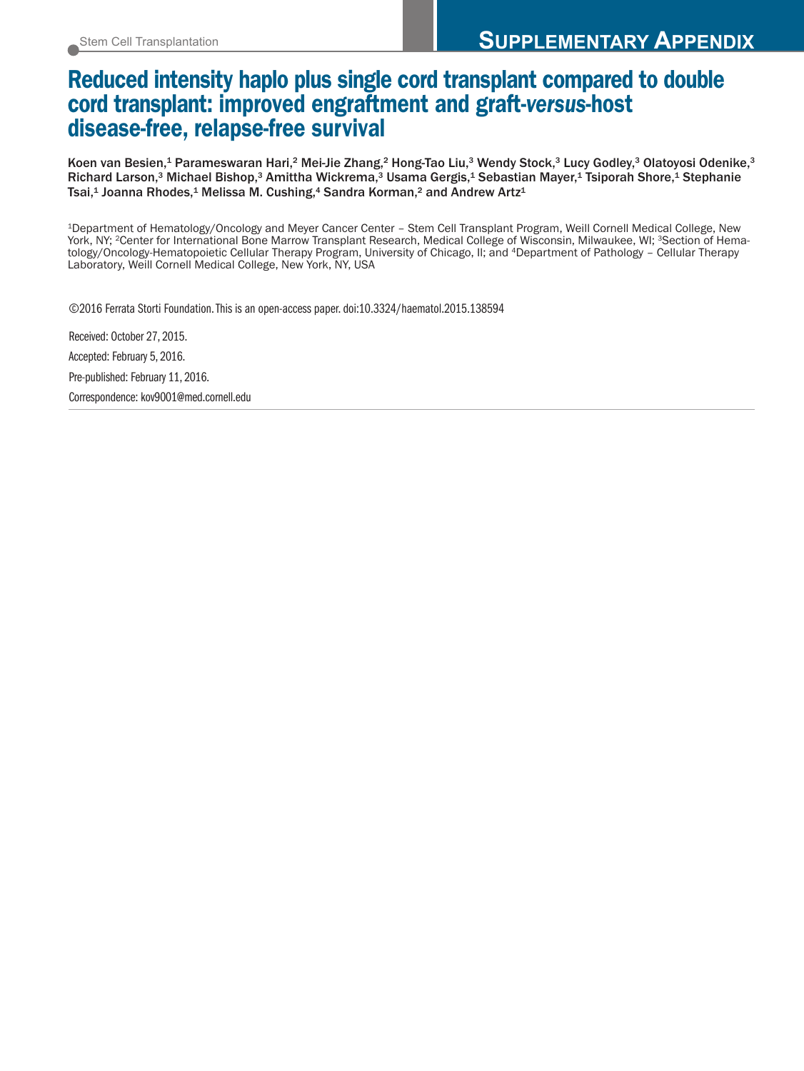Stem Cell Transplantation

# SUPPLEMENTARY APPENDIX

# Reduced intensity haplo plus single cord transplant compared to double cord transplant: improved engraftment and graft-*versus*-host disease-free, relapse-free survival

Koen van Besien,[1] Parameswaran Hari,[2] Mei-Jie Zhang,[2] Hong-Tao Liu,[3] Wendy Stock,[3] Lucy Godley,[3] Olatoyosi Odenike,[3] Richard Larson,[3] Michael Bishop,[3] Amittha Wickrema,[3] Usama Gergis,[1] Sebastian Mayer,[1] Tsiporah Shore,[1] Stephanie Tsai,[1] Joanna Rhodes,[1] Melissa M. Cushing,[4] Sandra Korman,[2] and Andrew Artz[1]

[1]Department of Hematology/Oncology and Meyer Cancer Center – Stem Cell Transplant Program, Weill Cornell Medical College, New York, NY; [2]Center for International Bone Marrow Transplant Research, Medical College of Wisconsin, Milwaukee, WI; [3]Section of Hematology/Oncology-Hematopoietic Cellular Therapy Program, University of Chicago, Il; and [4]Department of Pathology – Cellular Therapy Laboratory, Weill Cornell Medical College, New York, NY, USA

©2016 Ferrata Storti Foundation. This is an open-access paper. doi:10.3324/haematol.2015.138594

Received: October 27, 2015.

Accepted: February 5, 2016.

Pre-published: February 11, 2016.

Correspondence: kov9001@med.cornell.edu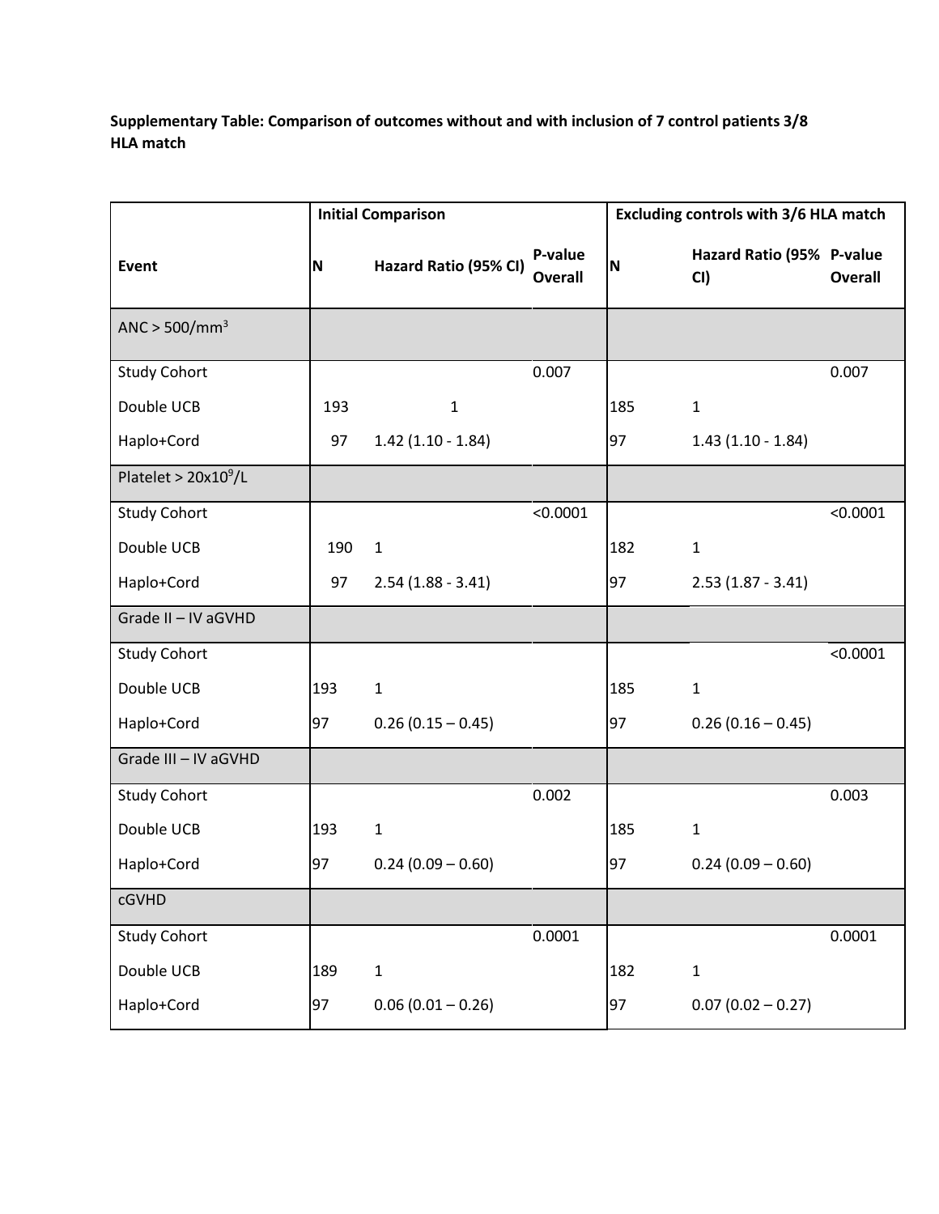**Supplementary Table: Comparison of outcomes without and with inclusion of 7 control patients 3/8 HLA match**

| | Initial Comparison | | | Excluding controls with 3/6 HLA match | | |
|---|---|---|---|---|---|---|
| **Event** | **N** | **Hazard Ratio (95% CI)** | **P-value Overall** | **N** | **Hazard Ratio (95% CI)** | **P-value Overall** |
| ANC > 500/mm$^3$ | | | | | | |
| Study Cohort | | | 0.007 | | | 0.007 |
| Double UCB | 193 | 1 | | 185 | 1 | |
| Haplo+Cord | 97 | 1.42 (1.10 - 1.84) | | 97 | 1.43 (1.10 - 1.84) | |
| Platelet > 20x10$^9$/L | | | | | | |
| Study Cohort | | | <0.0001 | | | <0.0001 |
| Double UCB | 190 | 1 | | 182 | 1 | |
| Haplo+Cord | 97 | 2.54 (1.88 - 3.41) | | 97 | 2.53 (1.87 - 3.41) | |
| Grade II – IV aGVHD | | | | | | |
| Study Cohort | | | | | | <0.0001 |
| Double UCB | 193 | 1 | | 185 | 1 | |
| Haplo+Cord | 97 | 0.26 (0.15 – 0.45) | | 97 | 0.26 (0.16 – 0.45) | |
| Grade III – IV aGVHD | | | | | | |
| Study Cohort | | | 0.002 | | | 0.003 |
| Double UCB | 193 | 1 | | 185 | 1 | |
| Haplo+Cord | 97 | 0.24 (0.09 – 0.60) | | 97 | 0.24 (0.09 – 0.60) | |
| cGVHD | | | | | | |
| Study Cohort | | | 0.0001 | | | 0.0001 |
| Double UCB | 189 | 1 | | 182 | 1 | |
| Haplo+Cord | 97 | 0.06 (0.01 – 0.26) | | 97 | 0.07 (0.02 – 0.27) | |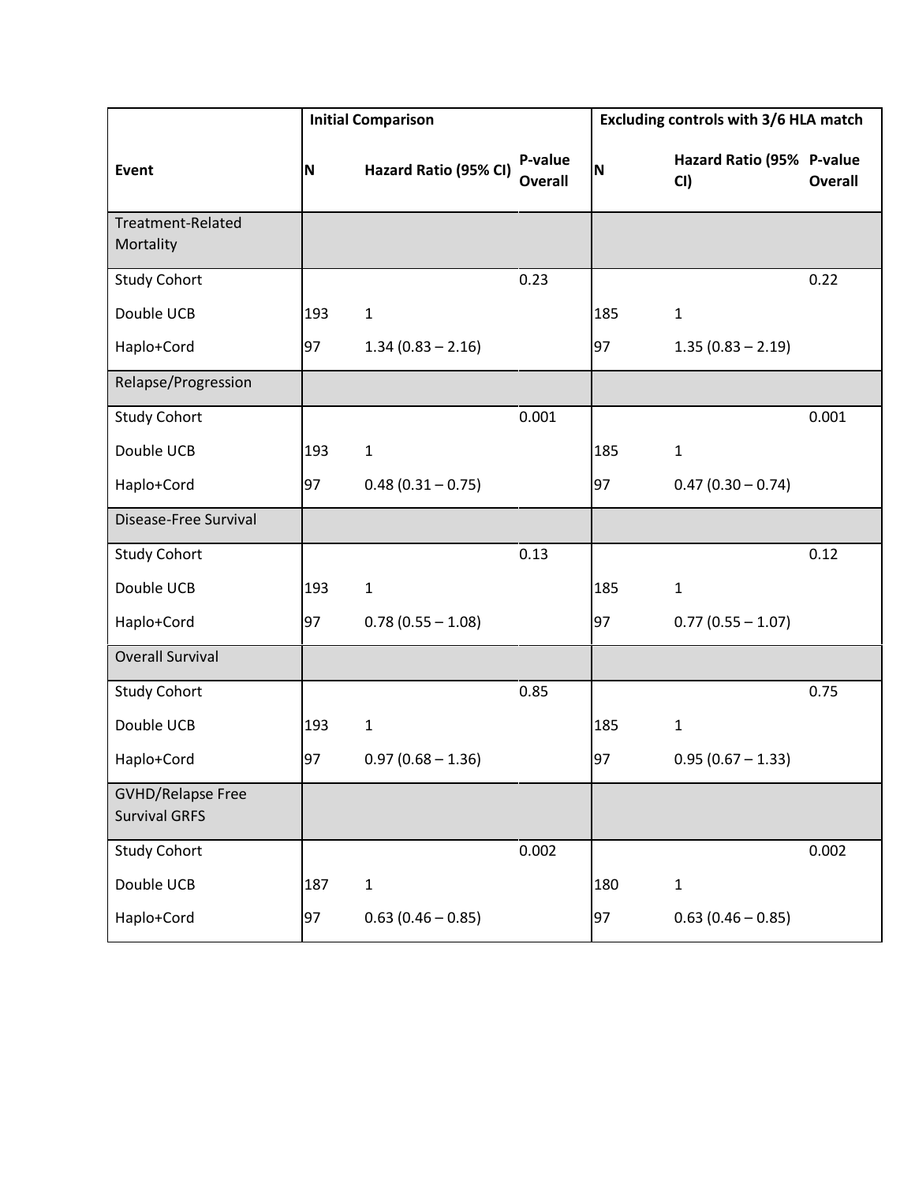| | Initial Comparison | | | Excluding controls with 3/6 HLA match | | |
|---|---|---|---|---|---|---|
| **Event** | **N** | **Hazard Ratio (95% CI)** | **P-value Overall** | **N** | **Hazard Ratio (95% CI)** | **P-value Overall** |
| Treatment-Related Mortality | | | | | | |
| Study Cohort | | | 0.23 | | | 0.22 |
| Double UCB | 193 | 1 | | 185 | 1 | |
| Haplo+Cord | 97 | 1.34 (0.83 – 2.16) | | 97 | 1.35 (0.83 – 2.19) | |
| Relapse/Progression | | | | | | |
| Study Cohort | | | 0.001 | | | 0.001 |
| Double UCB | 193 | 1 | | 185 | 1 | |
| Haplo+Cord | 97 | 0.48 (0.31 – 0.75) | | 97 | 0.47 (0.30 – 0.74) | |
| Disease-Free Survival | | | | | | |
| Study Cohort | | | 0.13 | | | 0.12 |
| Double UCB | 193 | 1 | | 185 | 1 | |
| Haplo+Cord | 97 | 0.78 (0.55 – 1.08) | | 97 | 0.77 (0.55 – 1.07) | |
| Overall Survival | | | | | | |
| Study Cohort | | | 0.85 | | | 0.75 |
| Double UCB | 193 | 1 | | 185 | 1 | |
| Haplo+Cord | 97 | 0.97 (0.68 – 1.36) | | 97 | 0.95 (0.67 – 1.33) | |
| GVHD/Relapse Free Survival GRFS | | | | | | |
| Study Cohort | | | 0.002 | | | 0.002 |
| Double UCB | 187 | 1 | | 180 | 1 | |
| Haplo+Cord | 97 | 0.63 (0.46 – 0.85) | | 97 | 0.63 (0.46 – 0.85) | |